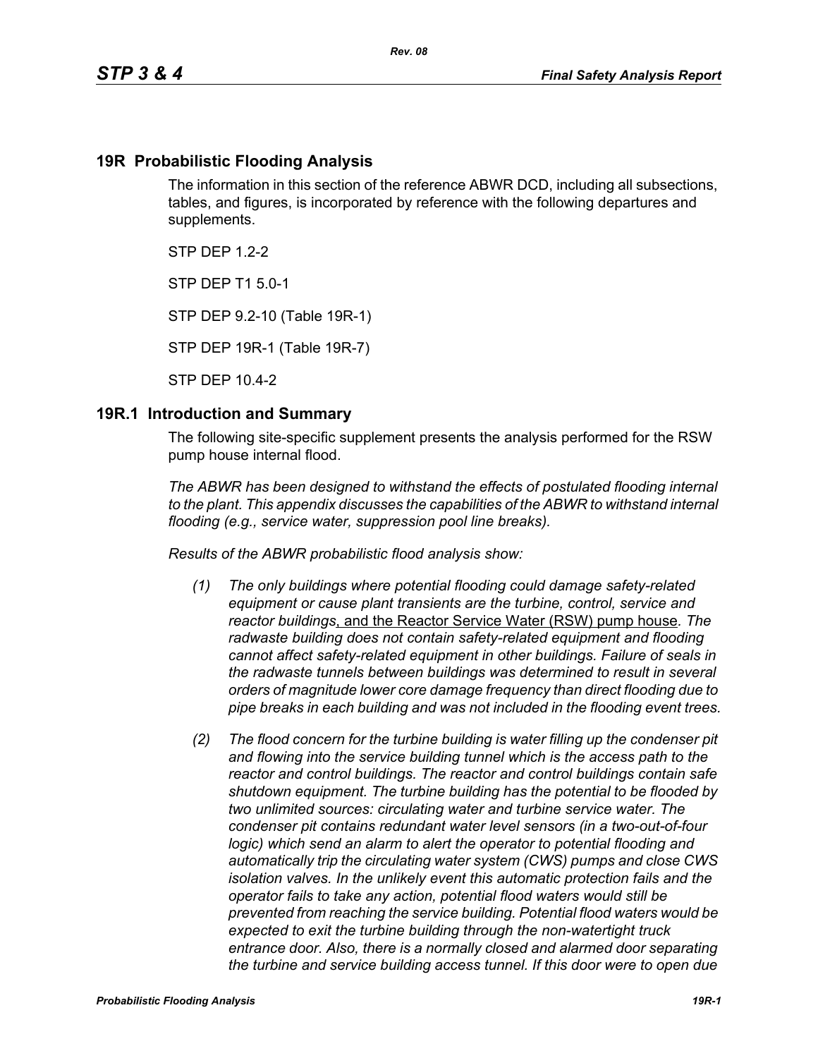## 19R Probabilistic Flooding Analysis

The information in this section of the reference ABWR DCD, including all subsections, tables, and figures, is incorporated by reference with the following departures and supplements.

STP DEP 1.2-2

STP DEP T1 5.0-1

STP DEP 9.2-10 (Table 19R-1)

STP DEP 19R-1 (Table 19R-7)

STP DEP 10.4-2

## 19R.1 Introduction and Summary

The following site-specific supplement presents the analysis performed for the RSW pump house internal flood.

*The ABWR has been designed to withstand the effects of postulated flooding internal to the plant. This appendix discusses the capabilities of the ABWR to withstand internal flooding (e.g., service water, suppression pool line breaks).*

*Results of the ABWR probabilistic flood analysis show:*

*(1) The only buildings where potential flooding could damage safety-related equipment or cause plant transients are the turbine, control, service and reactor buildings*, and the Reactor Service Water (RSW) pump house*. The radwaste building does not contain safety-related equipment and flooding cannot affect safety-related equipment in other buildings. Failure of seals in the radwaste tunnels between buildings was determined to result in several orders of magnitude lower core damage frequency than direct flooding due to pipe breaks in each building and was not included in the flooding event trees.*

*(2) The flood concern for the turbine building is water filling up the condenser pit and flowing into the service building tunnel which is the access path to the reactor and control buildings. The reactor and control buildings contain safe shutdown equipment. The turbine building has the potential to be flooded by two unlimited sources: circulating water and turbine service water. The condenser pit contains redundant water level sensors (in a two-out-of-four logic) which send an alarm to alert the operator to potential flooding and automatically trip the circulating water system (CWS) pumps and close CWS isolation valves. In the unlikely event this automatic protection fails and the operator fails to take any action, potential flood waters would still be prevented from reaching the service building. Potential flood waters would be expected to exit the turbine building through the non-watertight truck entrance door. Also, there is a normally closed and alarmed door separating the turbine and service building access tunnel. If this door were to open due*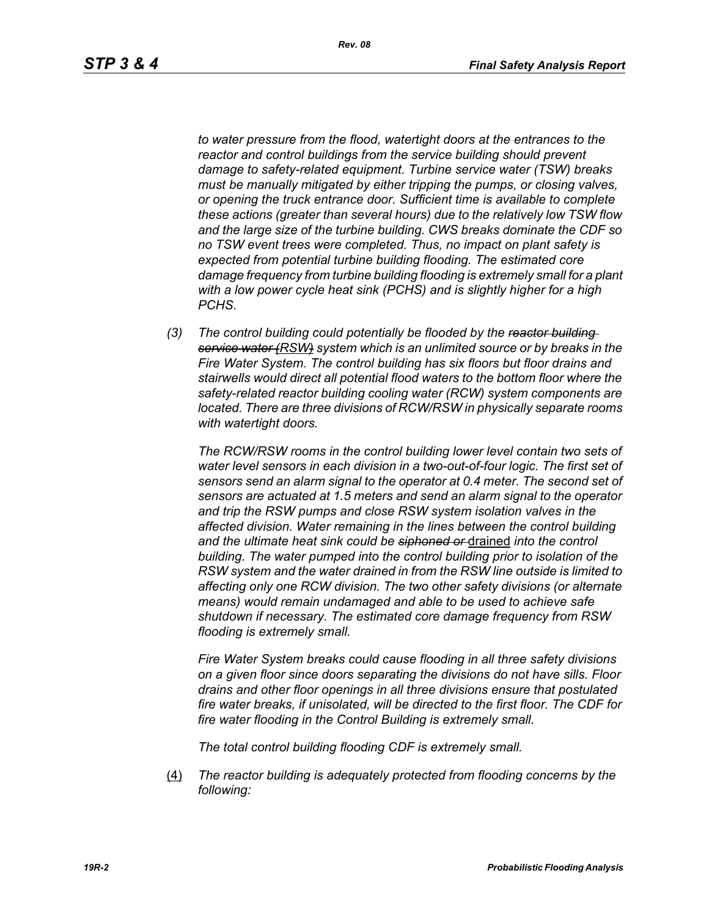*to water pressure from the flood, watertight doors at the entrances to the reactor and control buildings from the service building should prevent damage to safety-related equipment. Turbine service water (TSW) breaks must be manually mitigated by either tripping the pumps, or closing valves, or opening the truck entrance door. Sufficient time is available to complete these actions (greater than several hours) due to the relatively low TSW flow and the large size of the turbine building. CWS breaks dominate the CDF so no TSW event trees were completed. Thus, no impact on plant safety is expected from potential turbine building flooding. The estimated core damage frequency from turbine building flooding is extremely small for a plant with a low power cycle heat sink (PCHS) and is slightly higher for a high PCHS.*

*(3) The control building could potentially be flooded by the ~~reactor building service water (~~RSW~~)~~ system which is an unlimited source or by breaks in the Fire Water System. The control building has six floors but floor drains and stairwells would direct all potential flood waters to the bottom floor where the safety-related reactor building cooling water (RCW) system components are located. There are three divisions of RCW/RSW in physically separate rooms with watertight doors.*

*The RCW/RSW rooms in the control building lower level contain two sets of water level sensors in each division in a two-out-of-four logic. The first set of sensors send an alarm signal to the operator at 0.4 meter. The second set of sensors are actuated at 1.5 meters and send an alarm signal to the operator and trip the RSW pumps and close RSW system isolation valves in the affected division. Water remaining in the lines between the control building and the ultimate heat sink could be ~~siphoned or~~* drained *into the control building. The water pumped into the control building prior to isolation of the RSW system and the water drained in from the RSW line outside is limited to affecting only one RCW division. The two other safety divisions (or alternate means) would remain undamaged and able to be used to achieve safe shutdown if necessary. The estimated core damage frequency from RSW flooding is extremely small.*

*Fire Water System breaks could cause flooding in all three safety divisions on a given floor since doors separating the divisions do not have sills. Floor drains and other floor openings in all three divisions ensure that postulated fire water breaks, if unisolated, will be directed to the first floor. The CDF for fire water flooding in the Control Building is extremely small.*

*The total control building flooding CDF is extremely small.*

(4) *The reactor building is adequately protected from flooding concerns by the following:*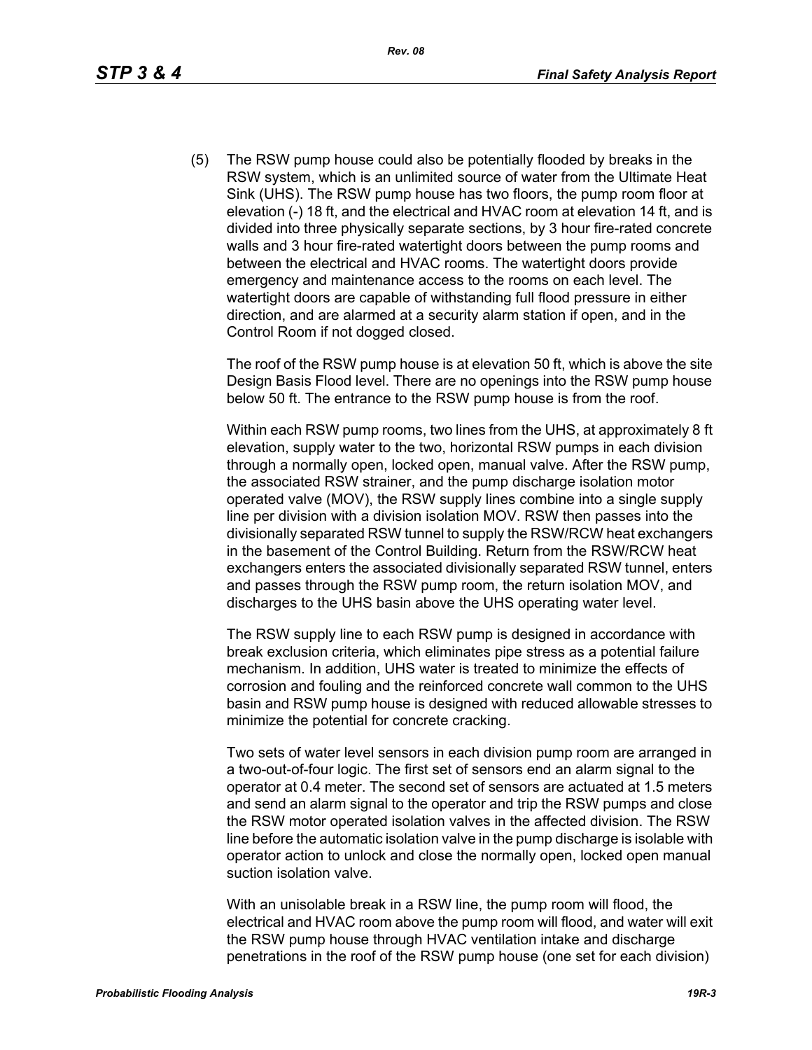(5) The RSW pump house could also be potentially flooded by breaks in the RSW system, which is an unlimited source of water from the Ultimate Heat Sink (UHS). The RSW pump house has two floors, the pump room floor at elevation (-) 18 ft, and the electrical and HVAC room at elevation 14 ft, and is divided into three physically separate sections, by 3 hour fire-rated concrete walls and 3 hour fire-rated watertight doors between the pump rooms and between the electrical and HVAC rooms. The watertight doors provide emergency and maintenance access to the rooms on each level. The watertight doors are capable of withstanding full flood pressure in either direction, and are alarmed at a security alarm station if open, and in the Control Room if not dogged closed.

The roof of the RSW pump house is at elevation 50 ft, which is above the site Design Basis Flood level. There are no openings into the RSW pump house below 50 ft. The entrance to the RSW pump house is from the roof.

Within each RSW pump rooms, two lines from the UHS, at approximately 8 ft elevation, supply water to the two, horizontal RSW pumps in each division through a normally open, locked open, manual valve. After the RSW pump, the associated RSW strainer, and the pump discharge isolation motor operated valve (MOV), the RSW supply lines combine into a single supply line per division with a division isolation MOV. RSW then passes into the divisionally separated RSW tunnel to supply the RSW/RCW heat exchangers in the basement of the Control Building. Return from the RSW/RCW heat exchangers enters the associated divisionally separated RSW tunnel, enters and passes through the RSW pump room, the return isolation MOV, and discharges to the UHS basin above the UHS operating water level.

The RSW supply line to each RSW pump is designed in accordance with break exclusion criteria, which eliminates pipe stress as a potential failure mechanism. In addition, UHS water is treated to minimize the effects of corrosion and fouling and the reinforced concrete wall common to the UHS basin and RSW pump house is designed with reduced allowable stresses to minimize the potential for concrete cracking.

Two sets of water level sensors in each division pump room are arranged in a two-out-of-four logic. The first set of sensors end an alarm signal to the operator at 0.4 meter. The second set of sensors are actuated at 1.5 meters and send an alarm signal to the operator and trip the RSW pumps and close the RSW motor operated isolation valves in the affected division. The RSW line before the automatic isolation valve in the pump discharge is isolable with operator action to unlock and close the normally open, locked open manual suction isolation valve.

With an unisolable break in a RSW line, the pump room will flood, the electrical and HVAC room above the pump room will flood, and water will exit the RSW pump house through HVAC ventilation intake and discharge penetrations in the roof of the RSW pump house (one set for each division)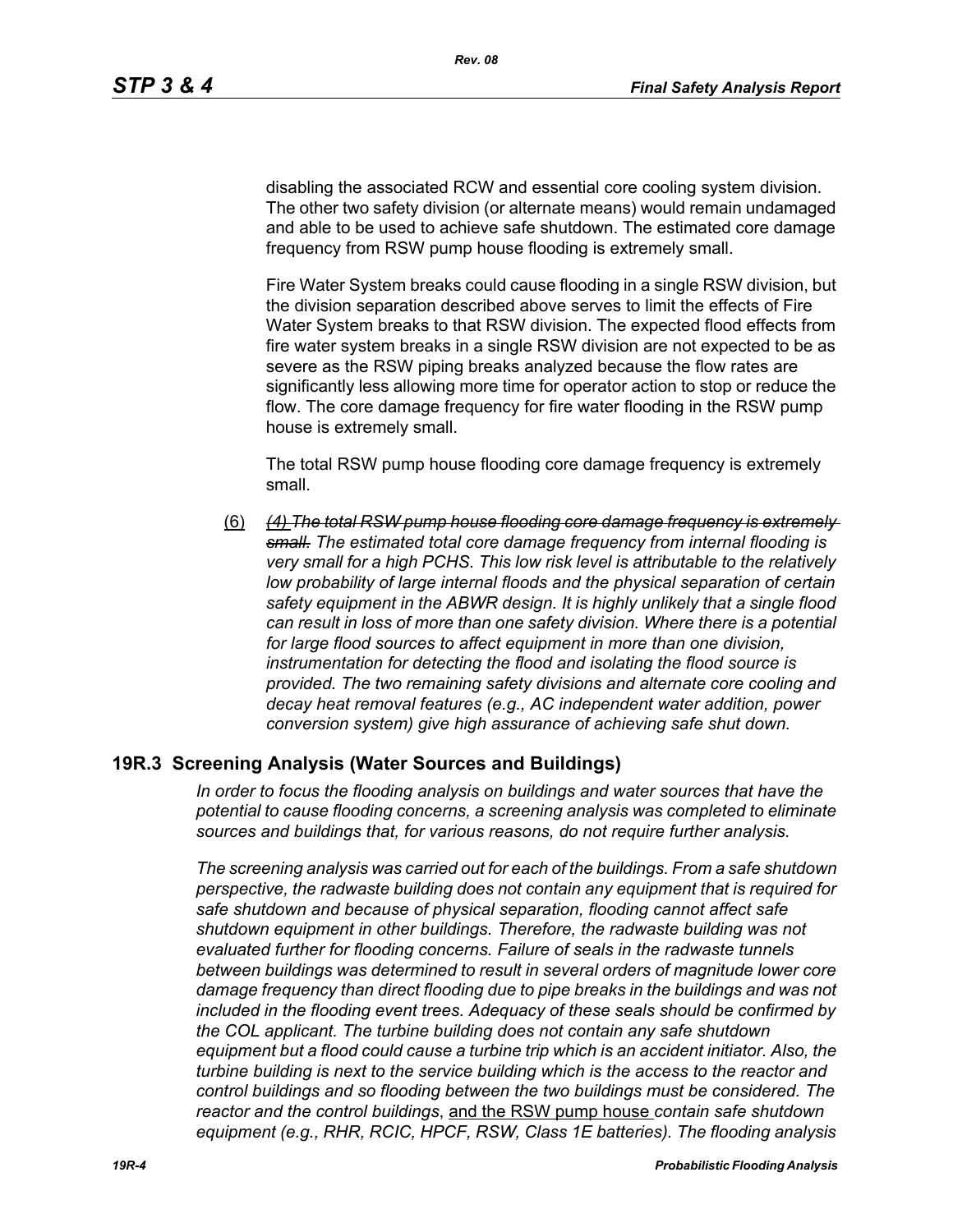disabling the associated RCW and essential core cooling system division. The other two safety division (or alternate means) would remain undamaged and able to be used to achieve safe shutdown. The estimated core damage frequency from RSW pump house flooding is extremely small.

Fire Water System breaks could cause flooding in a single RSW division, but the division separation described above serves to limit the effects of Fire Water System breaks to that RSW division. The expected flood effects from fire water system breaks in a single RSW division are not expected to be as severe as the RSW piping breaks analyzed because the flow rates are significantly less allowing more time for operator action to stop or reduce the flow. The core damage frequency for fire water flooding in the RSW pump house is extremely small.

The total RSW pump house flooding core damage frequency is extremely small.

(6) ~~*(4) The total RSW pump house flooding core damage frequency is extremely small.*~~ *The estimated total core damage frequency from internal flooding is very small for a high PCHS. This low risk level is attributable to the relatively low probability of large internal floods and the physical separation of certain safety equipment in the ABWR design. It is highly unlikely that a single flood can result in loss of more than one safety division. Where there is a potential for large flood sources to affect equipment in more than one division, instrumentation for detecting the flood and isolating the flood source is provided. The two remaining safety divisions and alternate core cooling and decay heat removal features (e.g., AC independent water addition, power conversion system) give high assurance of achieving safe shut down.*

## 19R.3 Screening Analysis (Water Sources and Buildings)

*In order to focus the flooding analysis on buildings and water sources that have the potential to cause flooding concerns, a screening analysis was completed to eliminate sources and buildings that, for various reasons, do not require further analysis.*

*The screening analysis was carried out for each of the buildings. From a safe shutdown perspective, the radwaste building does not contain any equipment that is required for safe shutdown and because of physical separation, flooding cannot affect safe shutdown equipment in other buildings. Therefore, the radwaste building was not evaluated further for flooding concerns. Failure of seals in the radwaste tunnels between buildings was determined to result in several orders of magnitude lower core damage frequency than direct flooding due to pipe breaks in the buildings and was not included in the flooding event trees. Adequacy of these seals should be confirmed by the COL applicant. The turbine building does not contain any safe shutdown equipment but a flood could cause a turbine trip which is an accident initiator. Also, the turbine building is next to the service building which is the access to the reactor and control buildings and so flooding between the two buildings must be considered. The reactor and the control buildings*, <u>and the RSW pump house</u> *contain safe shutdown equipment (e.g., RHR, RCIC, HPCF, RSW, Class 1E batteries). The flooding analysis*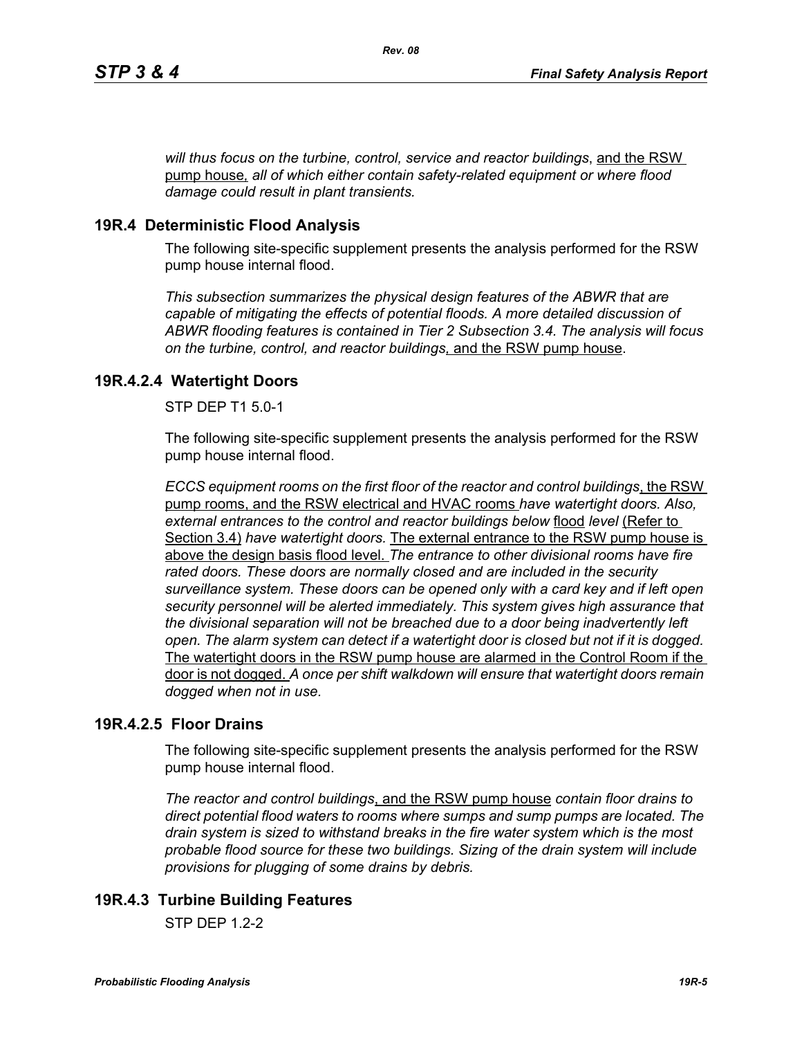*will thus focus on the turbine, control, service and reactor buildings*, and the RSW pump house, *all of which either contain safety-related equipment or where flood damage could result in plant transients.*

## 19R.4 Deterministic Flood Analysis

The following site-specific supplement presents the analysis performed for the RSW pump house internal flood.

*This subsection summarizes the physical design features of the ABWR that are capable of mitigating the effects of potential floods. A more detailed discussion of ABWR flooding features is contained in Tier 2 Subsection 3.4. The analysis will focus on the turbine, control, and reactor buildings*, and the RSW pump house.

### 19R.4.2.4 Watertight Doors

STP DEP T1 5.0-1

The following site-specific supplement presents the analysis performed for the RSW pump house internal flood.

*ECCS equipment rooms on the first floor of the reactor and control buildings*, the RSW pump rooms, and the RSW electrical and HVAC rooms *have watertight doors. Also, external entrances to the control and reactor buildings below* flood *level* (Refer to Section 3.4) *have watertight doors.* The external entrance to the RSW pump house is above the design basis flood level. *The entrance to other divisional rooms have fire rated doors. These doors are normally closed and are included in the security surveillance system. These doors can be opened only with a card key and if left open security personnel will be alerted immediately. This system gives high assurance that the divisional separation will not be breached due to a door being inadvertently left open. The alarm system can detect if a watertight door is closed but not if it is dogged.* The watertight doors in the RSW pump house are alarmed in the Control Room if the door is not dogged. *A once per shift walkdown will ensure that watertight doors remain dogged when not in use.*

### 19R.4.2.5 Floor Drains

The following site-specific supplement presents the analysis performed for the RSW pump house internal flood.

*The reactor and control buildings*, and the RSW pump house *contain floor drains to direct potential flood waters to rooms where sumps and sump pumps are located. The drain system is sized to withstand breaks in the fire water system which is the most probable flood source for these two buildings. Sizing of the drain system will include provisions for plugging of some drains by debris.*

### 19R.4.3 Turbine Building Features

STP DEP 1.2-2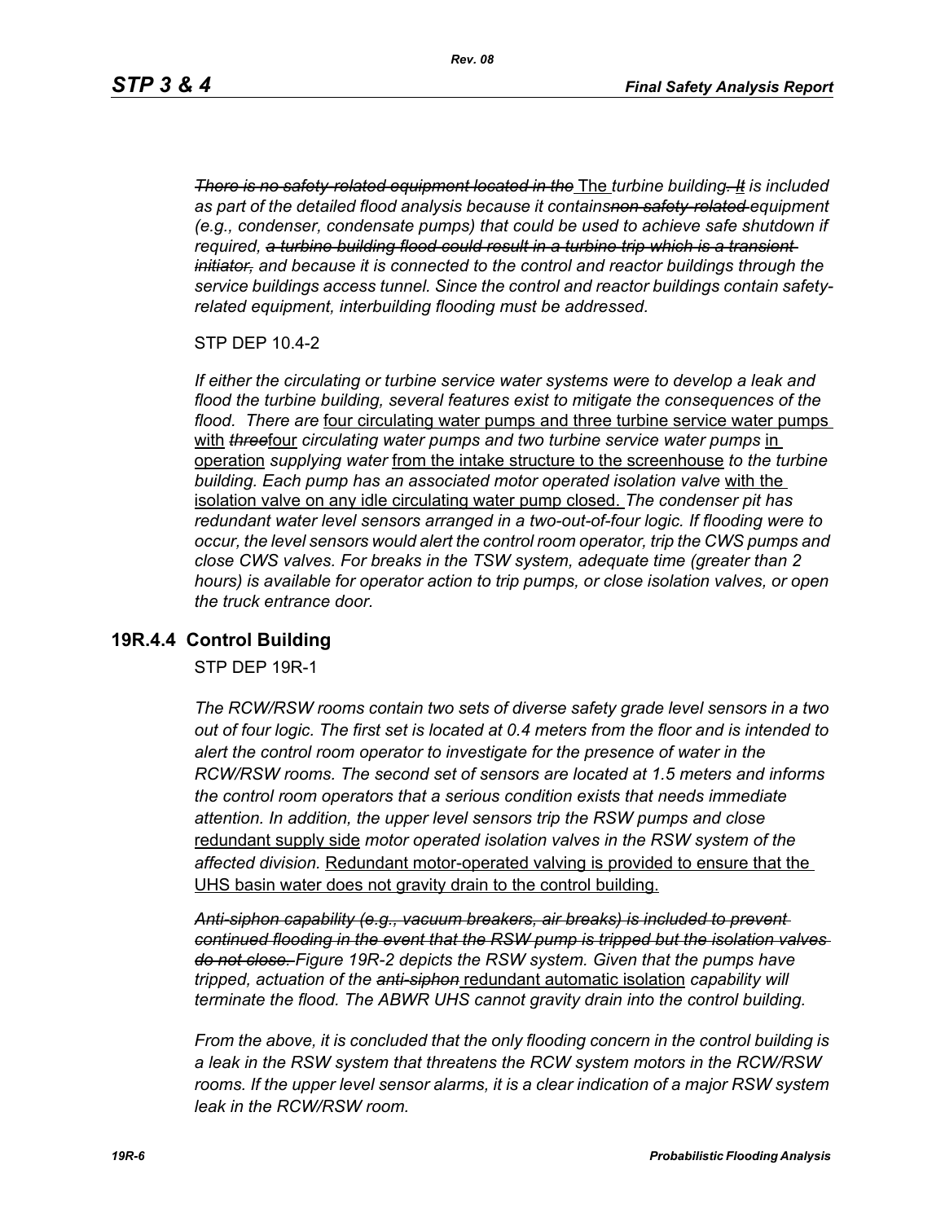*~~There is no safety-related equipment located in the~~* The *turbine building~~. It~~ is included as part of the detailed flood analysis because it contains~~non safety-related~~ equipment (e.g., condenser, condensate pumps) that could be used to achieve safe shutdown if required, ~~a turbine building flood could result in a turbine trip which is a transient initiator,~~ and because it is connected to the control and reactor buildings through the service buildings access tunnel. Since the control and reactor buildings contain safety-related equipment, interbuilding flooding must be addressed.*

STP DEP 10.4-2

*If either the circulating or turbine service water systems were to develop a leak and flood the turbine building, several features exist to mitigate the consequences of the flood. There are* <u>four circulating water pumps and three turbine service water pumps</u> <u>with</u> *~~three~~*<u>four</u> *circulating water pumps and two turbine service water pumps* <u>in operation</u> *supplying water* <u>from the intake structure to the screenhouse</u> *to the turbine building. Each pump has an associated motor operated isolation valve* <u>with the isolation valve on any idle circulating water pump closed.</u> *The condenser pit has redundant water level sensors arranged in a two-out-of-four logic. If flooding were to occur, the level sensors would alert the control room operator, trip the CWS pumps and close CWS valves. For breaks in the TSW system, adequate time (greater than 2 hours) is available for operator action to trip pumps, or close isolation valves, or open the truck entrance door.*

## 19R.4.4 Control Building

STP DEP 19R-1

*The RCW/RSW rooms contain two sets of diverse safety grade level sensors in a two out of four logic. The first set is located at 0.4 meters from the floor and is intended to alert the control room operator to investigate for the presence of water in the RCW/RSW rooms. The second set of sensors are located at 1.5 meters and informs the control room operators that a serious condition exists that needs immediate attention. In addition, the upper level sensors trip the RSW pumps and close* <u>redundant supply side</u> *motor operated isolation valves in the RSW system of the affected division.* <u>Redundant motor-operated valving is provided to ensure that the UHS basin water does not gravity drain to the control building.</u>

*~~Anti-siphon capability (e.g., vacuum breakers, air breaks) is included to prevent continued flooding in the event that the RSW pump is tripped but the isolation valves do not close.~~ Figure 19R-2 depicts the RSW system. Given that the pumps have tripped, actuation of the ~~anti-siphon~~* <u>redundant automatic isolation</u> *capability will terminate the flood. The ABWR UHS cannot gravity drain into the control building.*

*From the above, it is concluded that the only flooding concern in the control building is a leak in the RSW system that threatens the RCW system motors in the RCW/RSW rooms. If the upper level sensor alarms, it is a clear indication of a major RSW system leak in the RCW/RSW room.*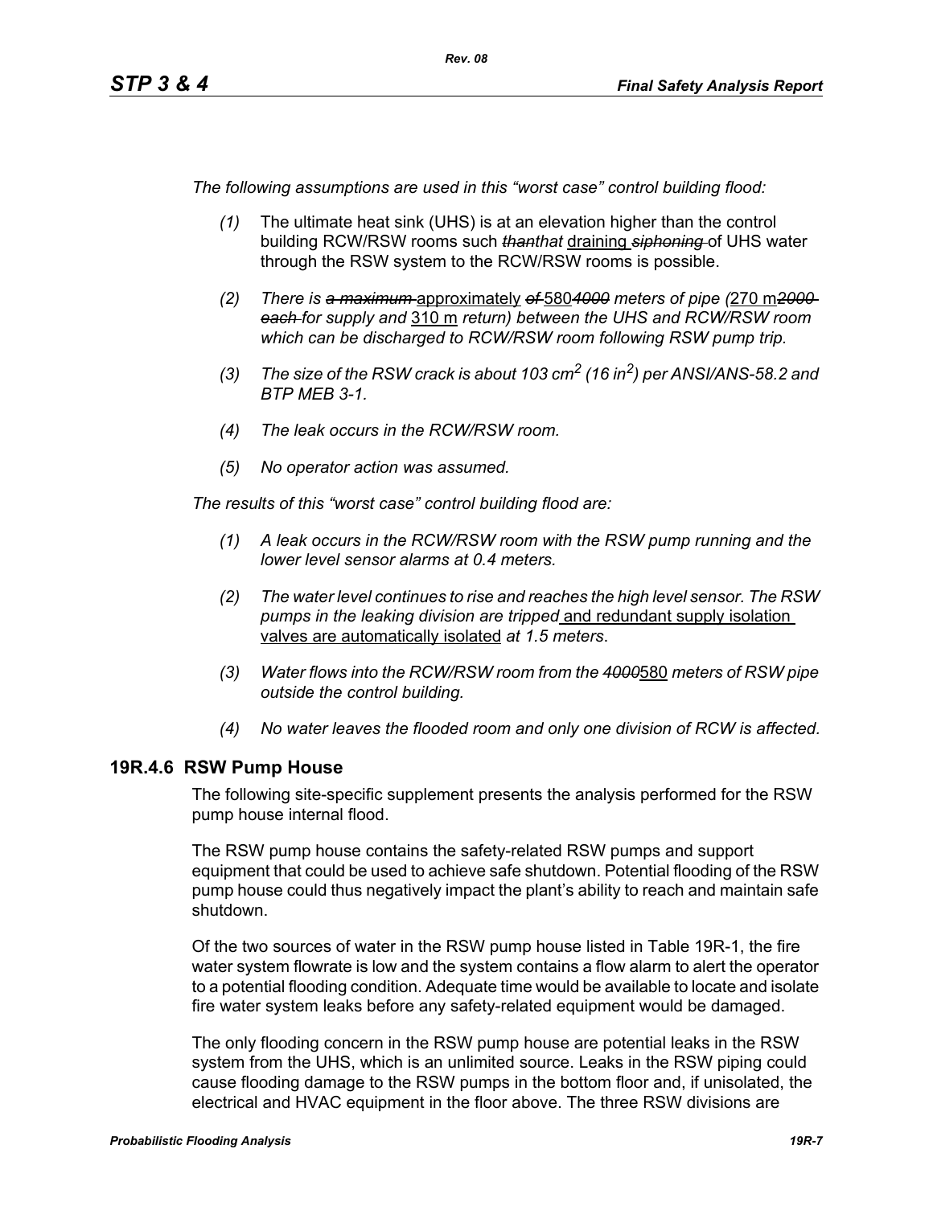*The following assumptions are used in this “worst case” control building flood:*

1. *(1)* The ultimate heat sink (UHS) is at an elevation higher than the control building RCW/RSW rooms such ~~*than*~~*that* draining ~~*siphoning*~~ of UHS water through the RSW system to the RCW/RSW rooms is possible.
2. *(2) There is ~~a maximum~~* approximately *~~of~~* 580 *~~4000~~ meters of pipe (*270 m *~~2000 each~~ for supply and* 310 m *return) between the UHS and RCW/RSW room which can be discharged to RCW/RSW room following RSW pump trip.*
3. *(3) The size of the RSW crack is about 103 $cm^2$ (16 $in^2$) per ANSI/ANS-58.2 and BTP MEB 3-1.*
4. *(4) The leak occurs in the RCW/RSW room.*
5. *(5) No operator action was assumed.*

*The results of this “worst case” control building flood are:*

1. *(1) A leak occurs in the RCW/RSW room with the RSW pump running and the lower level sensor alarms at 0.4 meters.*
2. *(2) The water level continues to rise and reaches the high level sensor. The RSW pumps in the leaking division are tripped* and redundant supply isolation valves are automatically isolated *at 1.5 meters.*
3. *(3) Water flows into the RCW/RSW room from the ~~4000~~*580 *meters of RSW pipe outside the control building.*
4. *(4) No water leaves the flooded room and only one division of RCW is affected.*

## 19R.4.6 RSW Pump House

The following site-specific supplement presents the analysis performed for the RSW pump house internal flood.

The RSW pump house contains the safety-related RSW pumps and support equipment that could be used to achieve safe shutdown. Potential flooding of the RSW pump house could thus negatively impact the plant’s ability to reach and maintain safe shutdown.

Of the two sources of water in the RSW pump house listed in Table 19R-1, the fire water system flowrate is low and the system contains a flow alarm to alert the operator to a potential flooding condition. Adequate time would be available to locate and isolate fire water system leaks before any safety-related equipment would be damaged.

The only flooding concern in the RSW pump house are potential leaks in the RSW system from the UHS, which is an unlimited source. Leaks in the RSW piping could cause flooding damage to the RSW pumps in the bottom floor and, if unisolated, the electrical and HVAC equipment in the floor above. The three RSW divisions are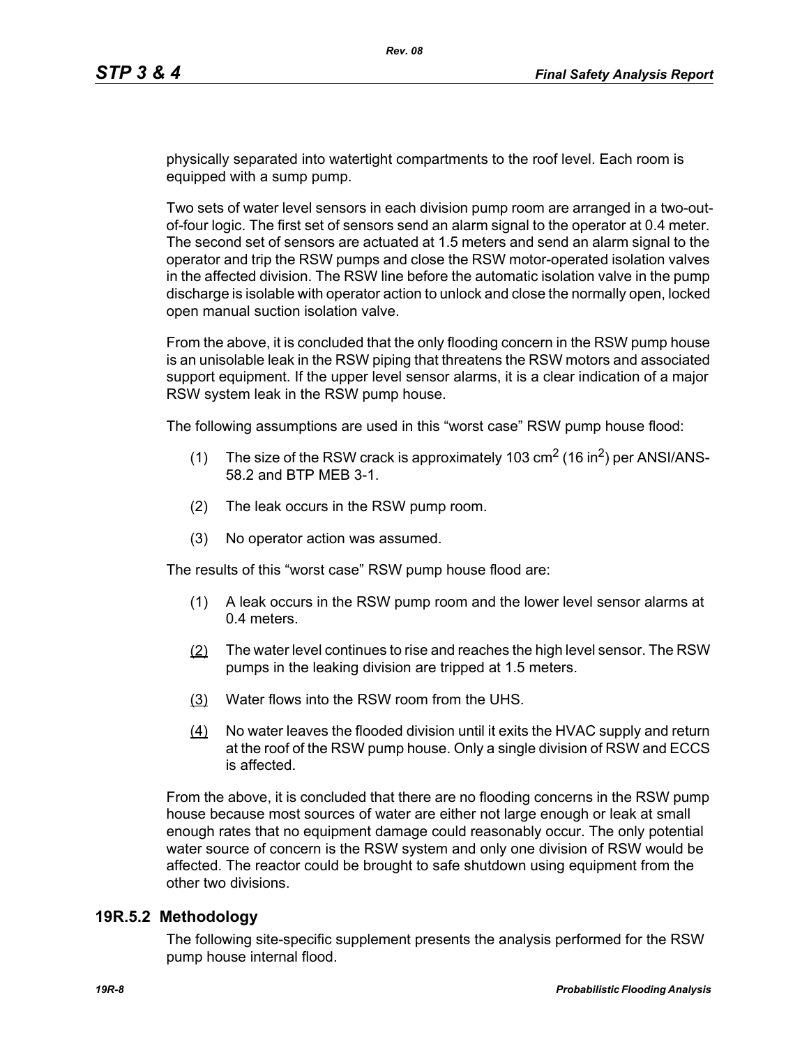physically separated into watertight compartments to the roof level. Each room is equipped with a sump pump.

Two sets of water level sensors in each division pump room are arranged in a two-out-of-four logic. The first set of sensors send an alarm signal to the operator at 0.4 meter. The second set of sensors are actuated at 1.5 meters and send an alarm signal to the operator and trip the RSW pumps and close the RSW motor-operated isolation valves in the affected division. The RSW line before the automatic isolation valve in the pump discharge is isolable with operator action to unlock and close the normally open, locked open manual suction isolation valve.

From the above, it is concluded that the only flooding concern in the RSW pump house is an unisolable leak in the RSW piping that threatens the RSW motors and associated support equipment. If the upper level sensor alarms, it is a clear indication of a major RSW system leak in the RSW pump house.

The following assumptions are used in this "worst case" RSW pump house flood:

(1) The size of the RSW crack is approximately 103 $cm^2$ (16 $in^2$) per ANSI/ANS-58.2 and BTP MEB 3-1.

(2) The leak occurs in the RSW pump room.

(3) No operator action was assumed.

The results of this "worst case" RSW pump house flood are:

(1) A leak occurs in the RSW pump room and the lower level sensor alarms at 0.4 meters.

(2) The water level continues to rise and reaches the high level sensor. The RSW pumps in the leaking division are tripped at 1.5 meters.

(3) Water flows into the RSW room from the UHS.

(4) No water leaves the flooded division until it exits the HVAC supply and return at the roof of the RSW pump house. Only a single division of RSW and ECCS is affected.

From the above, it is concluded that there are no flooding concerns in the RSW pump house because most sources of water are either not large enough or leak at small enough rates that no equipment damage could reasonably occur. The only potential water source of concern is the RSW system and only one division of RSW would be affected. The reactor could be brought to safe shutdown using equipment from the other two divisions.

## 19R.5.2 Methodology

The following site-specific supplement presents the analysis performed for the RSW pump house internal flood.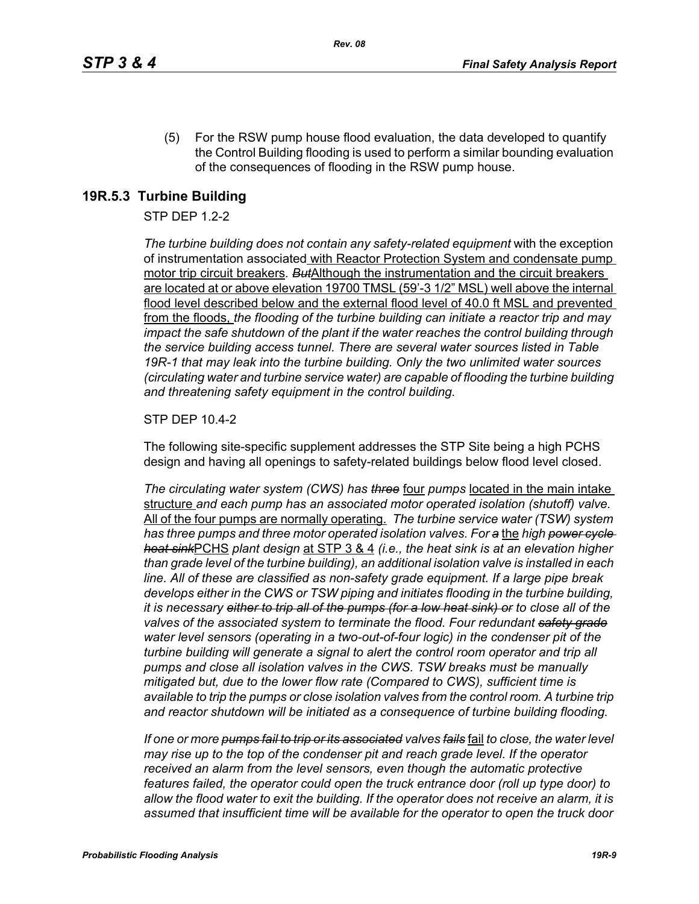(5) For the RSW pump house flood evaluation, the data developed to quantify the Control Building flooding is used to perform a similar bounding evaluation of the consequences of flooding in the RSW pump house.

## 19R.5.3 Turbine Building

STP DEP 1.2-2

*The turbine building does not contain any safety-related equipment* with the exception of instrumentation associated with Reactor Protection System and condensate pump motor trip circuit breakers*. ~~But~~*Although the instrumentation and the circuit breakers are located at or above elevation 19700 TMSL (59'-3 1/2" MSL) well above the internal flood level described below and the external flood level of 40.0 ft MSL and prevented from the floods, *the flooding of the turbine building can initiate a reactor trip and may impact the safe shutdown of the plant if the water reaches the control building through the service building access tunnel. There are several water sources listed in Table 19R-1 that may leak into the turbine building. Only the two unlimited water sources (circulating water and turbine service water) are capable of flooding the turbine building and threatening safety equipment in the control building.*

STP DEP 10.4-2

The following site-specific supplement addresses the STP Site being a high PCHS design and having all openings to safety-related buildings below flood level closed.

*The circulating water system (CWS) has ~~three~~* four *pumps* located in the main intake structure *and each pump has an associated motor operated isolation (shutoff) valve.* All of the four pumps are normally operating. *The turbine service water (TSW) system has three pumps and three motor operated isolation valves. For ~~a~~* the *high ~~power cycle heat sink~~*PCHS *plant design* at STP 3 & 4 *(i.e., the heat sink is at an elevation higher than grade level of the turbine building), an additional isolation valve is installed in each line. All of these are classified as non-safety grade equipment. If a large pipe break develops either in the CWS or TSW piping and initiates flooding in the turbine building, it is necessary ~~either to trip all of the pumps (for a low heat sink) or~~ to close all of the valves of the associated system to terminate the flood. Four redundant ~~safety grade~~ water level sensors (operating in a two-out-of-four logic) in the condenser pit of the turbine building will generate a signal to alert the control room operator and trip all pumps and close all isolation valves in the CWS. TSW breaks must be manually mitigated but, due to the lower flow rate (Compared to CWS), sufficient time is available to trip the pumps or close isolation valves from the control room. A turbine trip and reactor shutdown will be initiated as a consequence of turbine building flooding.*

*If one or more ~~pumps fail to trip or its associated~~ valves ~~fails~~* fail *to close, the water level may rise up to the top of the condenser pit and reach grade level. If the operator received an alarm from the level sensors, even though the automatic protective features failed, the operator could open the truck entrance door (roll up type door) to allow the flood water to exit the building. If the operator does not receive an alarm, it is assumed that insufficient time will be available for the operator to open the truck door*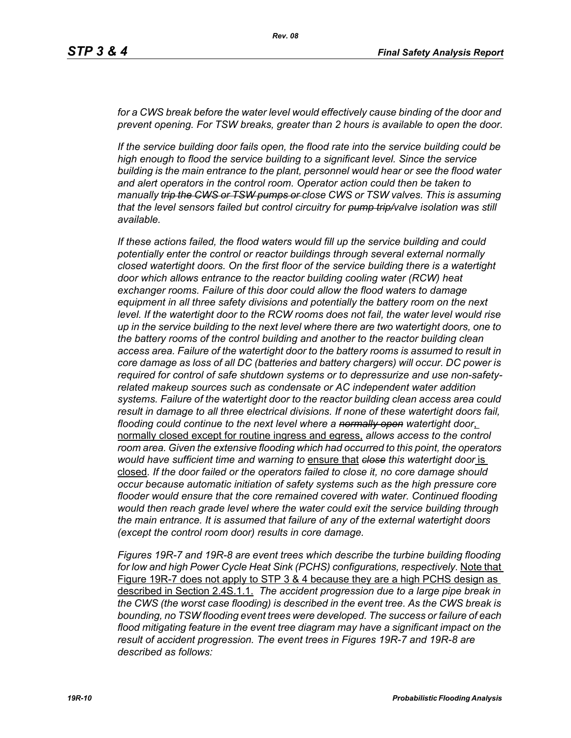*for a CWS break before the water level would effectively cause binding of the door and prevent opening. For TSW breaks, greater than 2 hours is available to open the door.*

*If the service building door fails open, the flood rate into the service building could be high enough to flood the service building to a significant level. Since the service building is the main entrance to the plant, personnel would hear or see the flood water and alert operators in the control room. Operator action could then be taken to manually ~~trip the CWS or TSW pumps or~~ close CWS or TSW valves. This is assuming that the level sensors failed but control circuitry for ~~pump trip/~~valve isolation was still available.*

*If these actions failed, the flood waters would fill up the service building and could potentially enter the control or reactor buildings through several external normally closed watertight doors. On the first floor of the service building there is a watertight door which allows entrance to the reactor building cooling water (RCW) heat exchanger rooms. Failure of this door could allow the flood waters to damage equipment in all three safety divisions and potentially the battery room on the next level. If the watertight door to the RCW rooms does not fail, the water level would rise up in the service building to the next level where there are two watertight doors, one to the battery rooms of the control building and another to the reactor building clean access area. Failure of the watertight door to the battery rooms is assumed to result in core damage as loss of all DC (batteries and battery chargers) will occur. DC power is required for control of safe shutdown systems or to depressurize and use non-safety-related makeup sources such as condensate or AC independent water addition systems. Failure of the watertight door to the reactor building clean access area could result in damage to all three electrical divisions. If none of these watertight doors fail, flooding could continue to the next level where a ~~normally open~~ watertight door*, normally closed except for routine ingress and egress, *allows access to the control room area. Given the extensive flooding which had occurred to this point, the operators would have sufficient time and warning to* ensure that *~~close~~ this watertight door* is closed*. If the door failed or the operators failed to close it, no core damage should occur because automatic initiation of safety systems such as the high pressure core flooder would ensure that the core remained covered with water. Continued flooding would then reach grade level where the water could exit the service building through the main entrance. It is assumed that failure of any of the external watertight doors (except the control room door) results in core damage.*

*Figures 19R-7 and 19R-8 are event trees which describe the turbine building flooding for low and high Power Cycle Heat Sink (PCHS) configurations, respectively.* Note that Figure 19R-7 does not apply to STP 3 & 4 because they are a high PCHS design as described in Section 2.4S.1.1. *The accident progression due to a large pipe break in the CWS (the worst case flooding) is described in the event tree. As the CWS break is bounding, no TSW flooding event trees were developed. The success or failure of each flood mitigating feature in the event tree diagram may have a significant impact on the result of accident progression. The event trees in Figures 19R-7 and 19R-8 are described as follows:*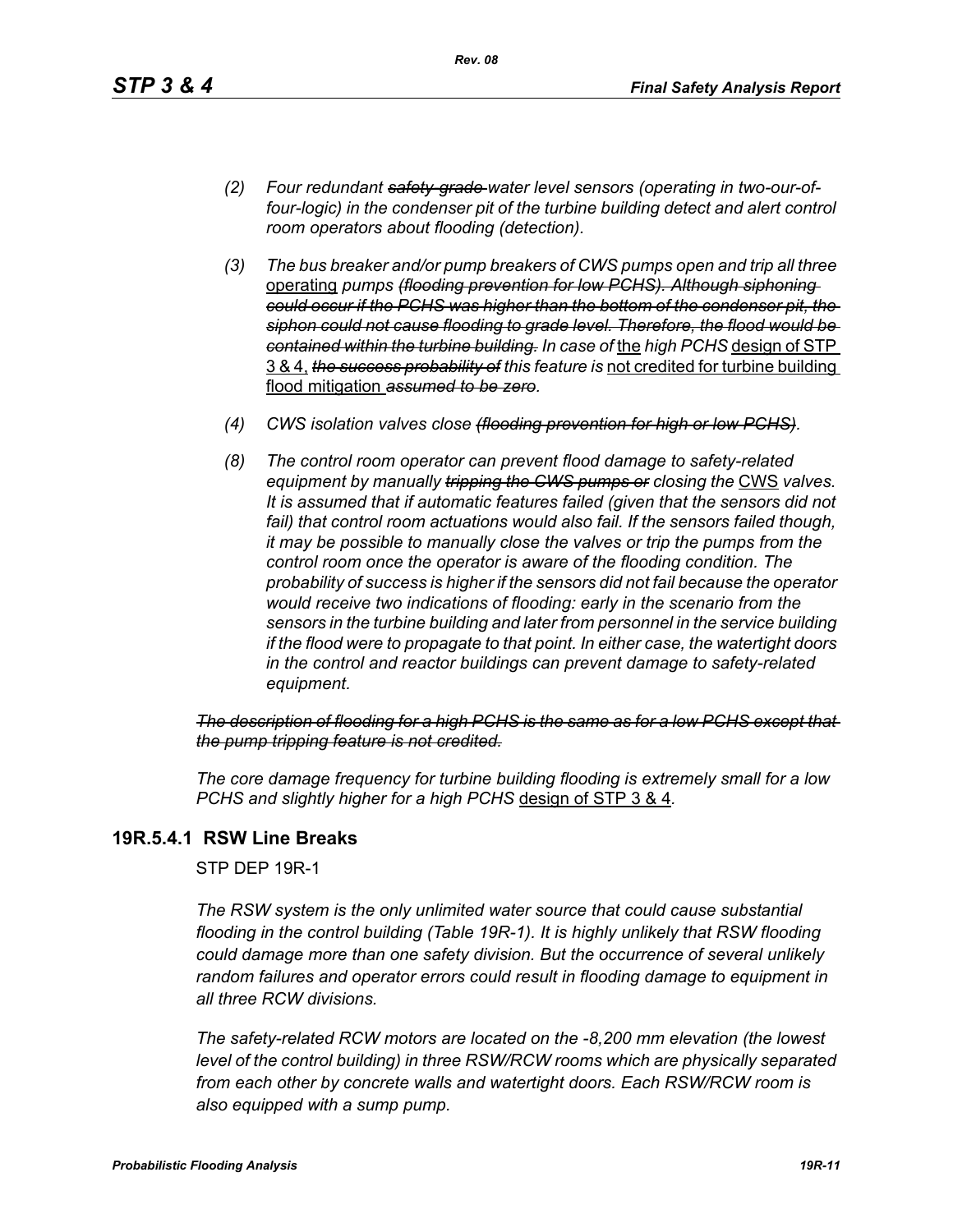*(2) Four redundant ~~safety-grade~~ water level sensors (operating in two-our-of-four-logic) in the condenser pit of the turbine building detect and alert control room operators about flooding (detection).*

*(3) The bus breaker and/or pump breakers of CWS pumps open and trip all three* <u>operating</u> *pumps ~~(flooding prevention for low PCHS). Although siphoning could occur if the PCHS was higher than the bottom of the condenser pit, the siphon could not cause flooding to grade level. Therefore, the flood would be contained within the turbine building.~~ In case of* <u>the</u> *high PCHS* <u>design of STP 3 & 4,</u> *~~the success probability of~~ this feature is* <u>not credited for turbine building flood mitigation</u> *~~assumed to be zero~~.*

*(4) CWS isolation valves close ~~(flooding prevention for high or low PCHS)~~.*

*(8) The control room operator can prevent flood damage to safety-related equipment by manually ~~tripping the CWS pumps or~~ closing the* <u>CWS</u> *valves. It is assumed that if automatic features failed (given that the sensors did not fail) that control room actuations would also fail. If the sensors failed though, it may be possible to manually close the valves or trip the pumps from the control room once the operator is aware of the flooding condition. The probability of success is higher if the sensors did not fail because the operator would receive two indications of flooding: early in the scenario from the sensors in the turbine building and later from personnel in the service building if the flood were to propagate to that point. In either case, the watertight doors in the control and reactor buildings can prevent damage to safety-related equipment.*

*~~The description of flooding for a high PCHS is the same as for a low PCHS except that the pump tripping feature is not credited.~~*

*The core damage frequency for turbine building flooding is extremely small for a low PCHS and slightly higher for a high PCHS* <u>design of STP 3 & 4</u>*.*

## 19R.5.4.1 RSW Line Breaks

STP DEP 19R-1

*The RSW system is the only unlimited water source that could cause substantial flooding in the control building (Table 19R-1). It is highly unlikely that RSW flooding could damage more than one safety division. But the occurrence of several unlikely random failures and operator errors could result in flooding damage to equipment in all three RCW divisions.*

*The safety-related RCW motors are located on the -8,200 mm elevation (the lowest level of the control building) in three RSW/RCW rooms which are physically separated from each other by concrete walls and watertight doors. Each RSW/RCW room is also equipped with a sump pump.*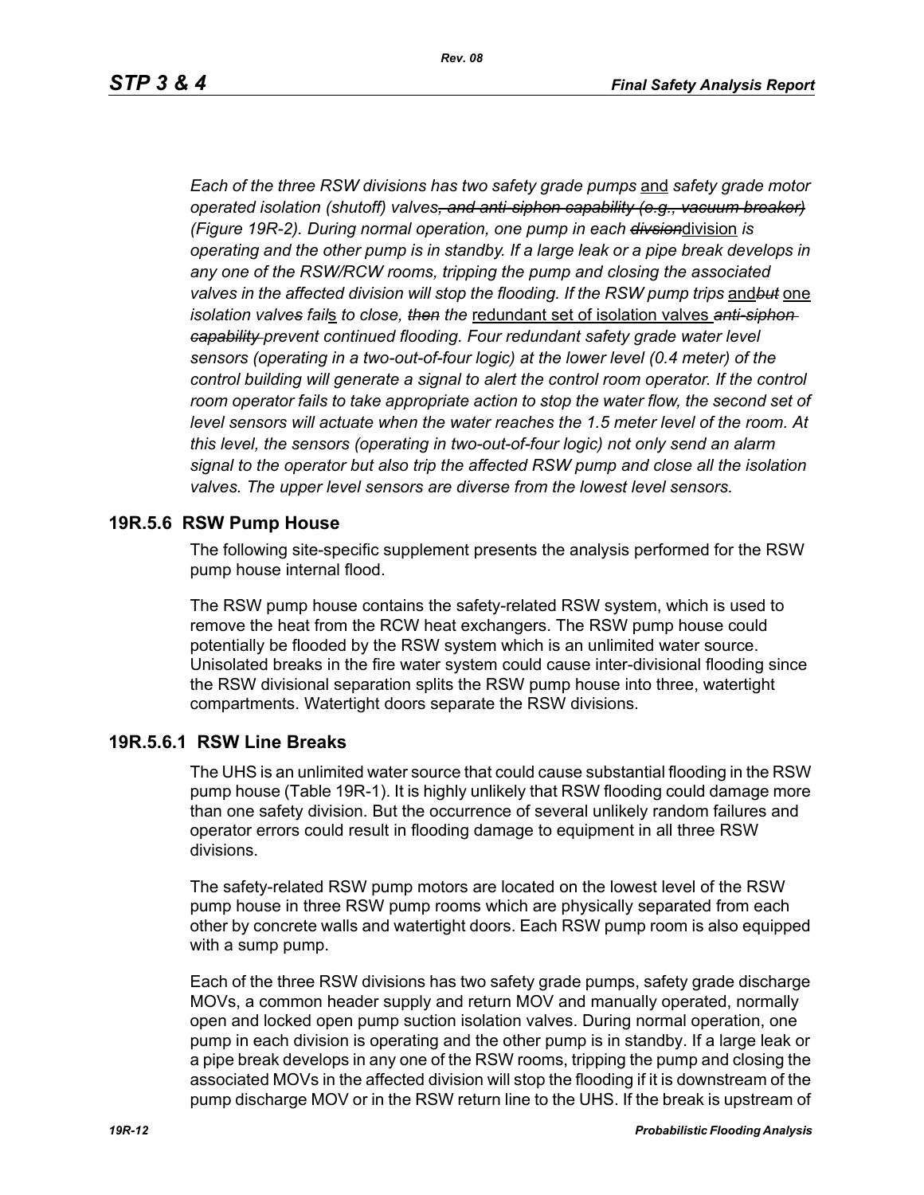*Each of the three RSW divisions has two safety grade pumps* and *safety grade motor operated isolation (shutoff) valves~~, and anti-siphon capability (e.g., vacuum breaker)~~ (Figure 19R-2). During normal operation, one pump in each ~~divsion~~*division *is operating and the other pump is in standby. If a large leak or a pipe break develops in any one of the RSW/RCW rooms, tripping the pump and closing the associated valves in the affected division will stop the flooding. If the RSW pump trips* and~~*but*~~ one *isolation valve~~s~~ fail*s *to close, ~~then~~ the* redundant set of isolation valves *~~anti-siphon capability~~ prevent continued flooding. Four redundant safety grade water level sensors (operating in a two-out-of-four logic) at the lower level (0.4 meter) of the control building will generate a signal to alert the control room operator. If the control room operator fails to take appropriate action to stop the water flow, the second set of level sensors will actuate when the water reaches the 1.5 meter level of the room. At this level, the sensors (operating in two-out-of-four logic) not only send an alarm signal to the operator but also trip the affected RSW pump and close all the isolation valves. The upper level sensors are diverse from the lowest level sensors.*

## 19R.5.6 RSW Pump House

The following site-specific supplement presents the analysis performed for the RSW pump house internal flood.

The RSW pump house contains the safety-related RSW system, which is used to remove the heat from the RCW heat exchangers. The RSW pump house could potentially be flooded by the RSW system which is an unlimited water source. Unisolated breaks in the fire water system could cause inter-divisional flooding since the RSW divisional separation splits the RSW pump house into three, watertight compartments. Watertight doors separate the RSW divisions.

### 19R.5.6.1 RSW Line Breaks

The UHS is an unlimited water source that could cause substantial flooding in the RSW pump house (Table 19R-1). It is highly unlikely that RSW flooding could damage more than one safety division. But the occurrence of several unlikely random failures and operator errors could result in flooding damage to equipment in all three RSW divisions.

The safety-related RSW pump motors are located on the lowest level of the RSW pump house in three RSW pump rooms which are physically separated from each other by concrete walls and watertight doors. Each RSW pump room is also equipped with a sump pump.

Each of the three RSW divisions has two safety grade pumps, safety grade discharge MOVs, a common header supply and return MOV and manually operated, normally open and locked open pump suction isolation valves. During normal operation, one pump in each division is operating and the other pump is in standby. If a large leak or a pipe break develops in any one of the RSW rooms, tripping the pump and closing the associated MOVs in the affected division will stop the flooding if it is downstream of the pump discharge MOV or in the RSW return line to the UHS. If the break is upstream of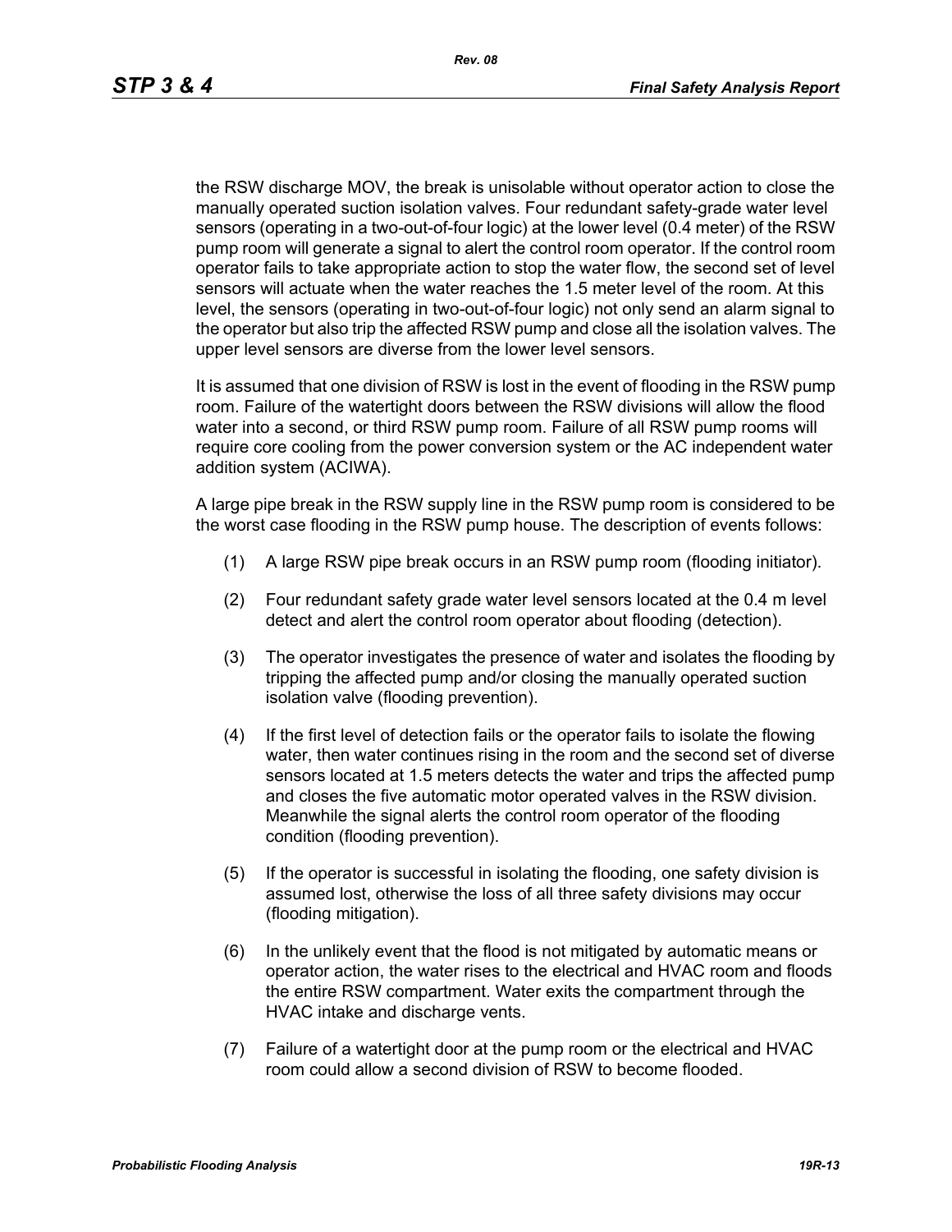the RSW discharge MOV, the break is unisolable without operator action to close the manually operated suction isolation valves. Four redundant safety-grade water level sensors (operating in a two-out-of-four logic) at the lower level (0.4 meter) of the RSW pump room will generate a signal to alert the control room operator. If the control room operator fails to take appropriate action to stop the water flow, the second set of level sensors will actuate when the water reaches the 1.5 meter level of the room. At this level, the sensors (operating in two-out-of-four logic) not only send an alarm signal to the operator but also trip the affected RSW pump and close all the isolation valves. The upper level sensors are diverse from the lower level sensors.

It is assumed that one division of RSW is lost in the event of flooding in the RSW pump room. Failure of the watertight doors between the RSW divisions will allow the flood water into a second, or third RSW pump room. Failure of all RSW pump rooms will require core cooling from the power conversion system or the AC independent water addition system (ACIWA).

A large pipe break in the RSW supply line in the RSW pump room is considered to be the worst case flooding in the RSW pump house. The description of events follows:

(1) A large RSW pipe break occurs in an RSW pump room (flooding initiator).

(2) Four redundant safety grade water level sensors located at the 0.4 m level detect and alert the control room operator about flooding (detection).

(3) The operator investigates the presence of water and isolates the flooding by tripping the affected pump and/or closing the manually operated suction isolation valve (flooding prevention).

(4) If the first level of detection fails or the operator fails to isolate the flowing water, then water continues rising in the room and the second set of diverse sensors located at 1.5 meters detects the water and trips the affected pump and closes the five automatic motor operated valves in the RSW division. Meanwhile the signal alerts the control room operator of the flooding condition (flooding prevention).

(5) If the operator is successful in isolating the flooding, one safety division is assumed lost, otherwise the loss of all three safety divisions may occur (flooding mitigation).

(6) In the unlikely event that the flood is not mitigated by automatic means or operator action, the water rises to the electrical and HVAC room and floods the entire RSW compartment. Water exits the compartment through the HVAC intake and discharge vents.

(7) Failure of a watertight door at the pump room or the electrical and HVAC room could allow a second division of RSW to become flooded.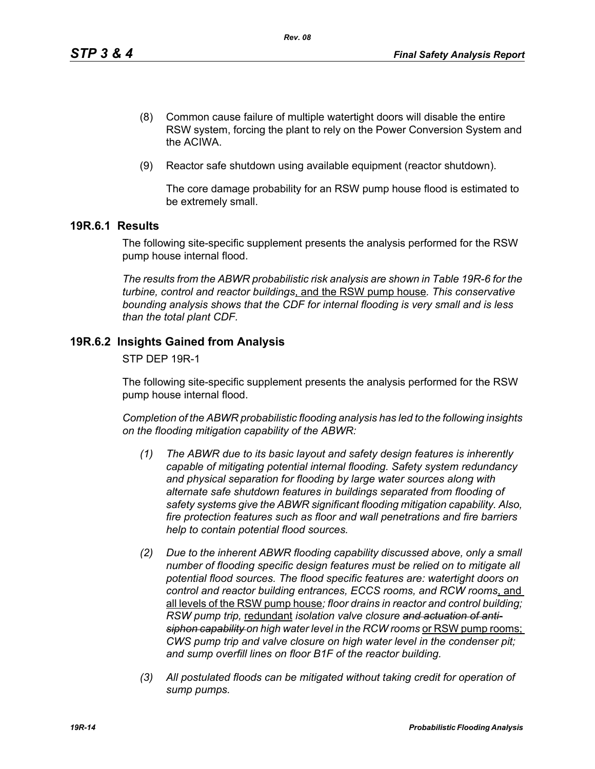(8) Common cause failure of multiple watertight doors will disable the entire RSW system, forcing the plant to rely on the Power Conversion System and the ACIWA.

(9) Reactor safe shutdown using available equipment (reactor shutdown).

The core damage probability for an RSW pump house flood is estimated to be extremely small.

## 19R.6.1 Results

The following site-specific supplement presents the analysis performed for the RSW pump house internal flood.

*The results from the ABWR probabilistic risk analysis are shown in Table 19R-6 for the turbine, control and reactor buildings*, and the RSW pump house*. This conservative bounding analysis shows that the CDF for internal flooding is very small and is less than the total plant CDF.*

## 19R.6.2 Insights Gained from Analysis

STP DEP 19R-1

The following site-specific supplement presents the analysis performed for the RSW pump house internal flood.

*Completion of the ABWR probabilistic flooding analysis has led to the following insights on the flooding mitigation capability of the ABWR:*

*(1) The ABWR due to its basic layout and safety design features is inherently capable of mitigating potential internal flooding. Safety system redundancy and physical separation for flooding by large water sources along with alternate safe shutdown features in buildings separated from flooding of safety systems give the ABWR significant flooding mitigation capability. Also, fire protection features such as floor and wall penetrations and fire barriers help to contain potential flood sources.*

*(2) Due to the inherent ABWR flooding capability discussed above, only a small number of flooding specific design features must be relied on to mitigate all potential flood sources. The flood specific features are: watertight doors on control and reactor building entrances, ECCS rooms, and RCW rooms*, and all levels of the RSW pump house*; floor drains in reactor and control building; RSW pump trip,* redundant *isolation valve closure ~~and actuation of anti-siphon capability~~ on high water level in the RCW rooms* or RSW pump rooms; *CWS pump trip and valve closure on high water level in the condenser pit; and sump overfill lines on floor B1F of the reactor building.*

*(3) All postulated floods can be mitigated without taking credit for operation of sump pumps.*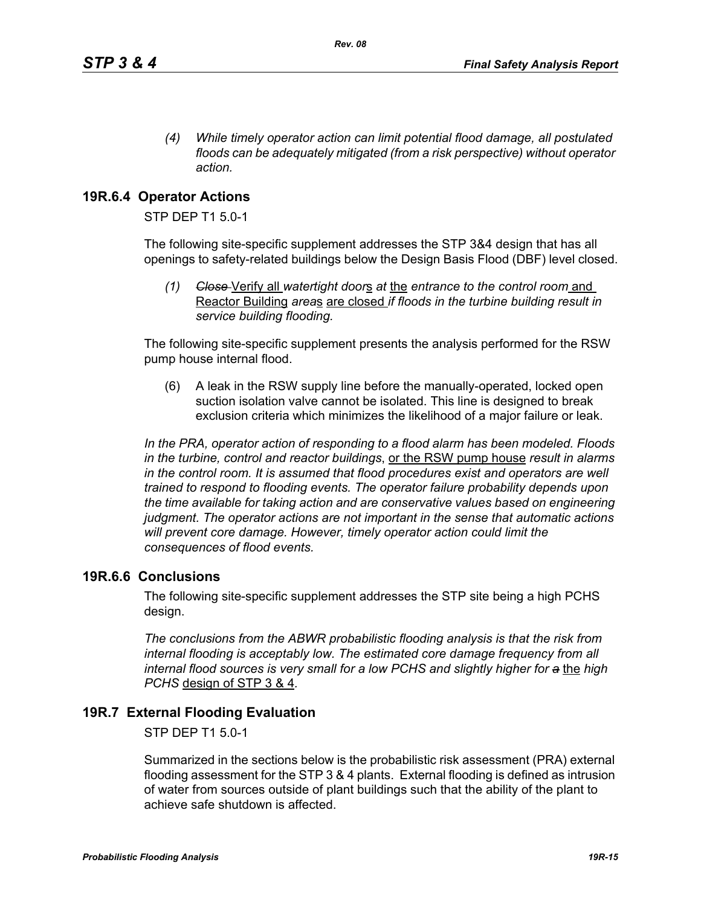*(4) While timely operator action can limit potential flood damage, all postulated floods can be adequately mitigated (from a risk perspective) without operator action.*

## 19R.6.4 Operator Actions

STP DEP T1 5.0-1

The following site-specific supplement addresses the STP 3&4 design that has all openings to safety-related buildings below the Design Basis Flood (DBF) level closed.

*(1)* ~~*Close*~~ Verify all *watertight door*s *at* the *entrance to the control room* and Reactor Building *area*s are closed *if floods in the turbine building result in service building flooding.*

The following site-specific supplement presents the analysis performed for the RSW pump house internal flood.

(6) A leak in the RSW supply line before the manually-operated, locked open suction isolation valve cannot be isolated. This line is designed to break exclusion criteria which minimizes the likelihood of a major failure or leak.

*In the PRA, operator action of responding to a flood alarm has been modeled. Floods in the turbine, control and reactor buildings*, or the RSW pump house *result in alarms in the control room. It is assumed that flood procedures exist and operators are well trained to respond to flooding events. The operator failure probability depends upon the time available for taking action and are conservative values based on engineering judgment. The operator actions are not important in the sense that automatic actions will prevent core damage. However, timely operator action could limit the consequences of flood events.*

## 19R.6.6 Conclusions

The following site-specific supplement addresses the STP site being a high PCHS design.

*The conclusions from the ABWR probabilistic flooding analysis is that the risk from internal flooding is acceptably low. The estimated core damage frequency from all internal flood sources is very small for a low PCHS and slightly higher for* ~~*a*~~ the *high PCHS* design of STP 3 & 4*.*

## 19R.7 External Flooding Evaluation

STP DEP T1 5.0-1

Summarized in the sections below is the probabilistic risk assessment (PRA) external flooding assessment for the STP 3 & 4 plants. External flooding is defined as intrusion of water from sources outside of plant buildings such that the ability of the plant to achieve safe shutdown is affected.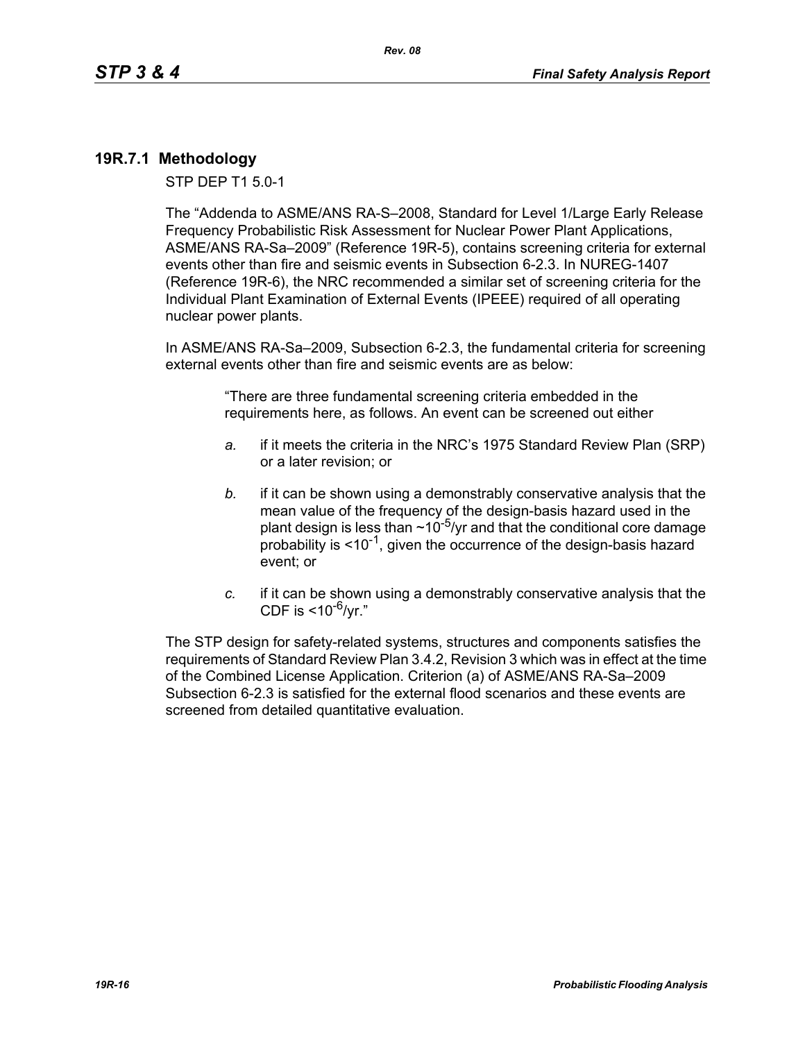### 19R.7.1 Methodology

STP DEP T1 5.0-1

The “Addenda to ASME/ANS RA-S–2008, Standard for Level 1/Large Early Release Frequency Probabilistic Risk Assessment for Nuclear Power Plant Applications, ASME/ANS RA-Sa–2009” (Reference 19R-5), contains screening criteria for external events other than fire and seismic events in Subsection 6-2.3. In NUREG-1407 (Reference 19R-6), the NRC recommended a similar set of screening criteria for the Individual Plant Examination of External Events (IPEEE) required of all operating nuclear power plants.

In ASME/ANS RA-Sa–2009, Subsection 6-2.3, the fundamental criteria for screening external events other than fire and seismic events are as below:

> “There are three fundamental screening criteria embedded in the requirements here, as follows. An event can be screened out either
>
> *a.* if it meets the criteria in the NRC’s 1975 Standard Review Plan (SRP) or a later revision; or
>
> *b.* if it can be shown using a demonstrably conservative analysis that the mean value of the frequency of the design-basis hazard used in the plant design is less than ~$10^{-5}$/yr and that the conditional core damage probability is <$10^{-1}$, given the occurrence of the design-basis hazard event; or
>
> *c.* if it can be shown using a demonstrably conservative analysis that the CDF is <$10^{-6}$/yr.”

The STP design for safety-related systems, structures and components satisfies the requirements of Standard Review Plan 3.4.2, Revision 3 which was in effect at the time of the Combined License Application. Criterion (a) of ASME/ANS RA-Sa–2009 Subsection 6-2.3 is satisfied for the external flood scenarios and these events are screened from detailed quantitative evaluation.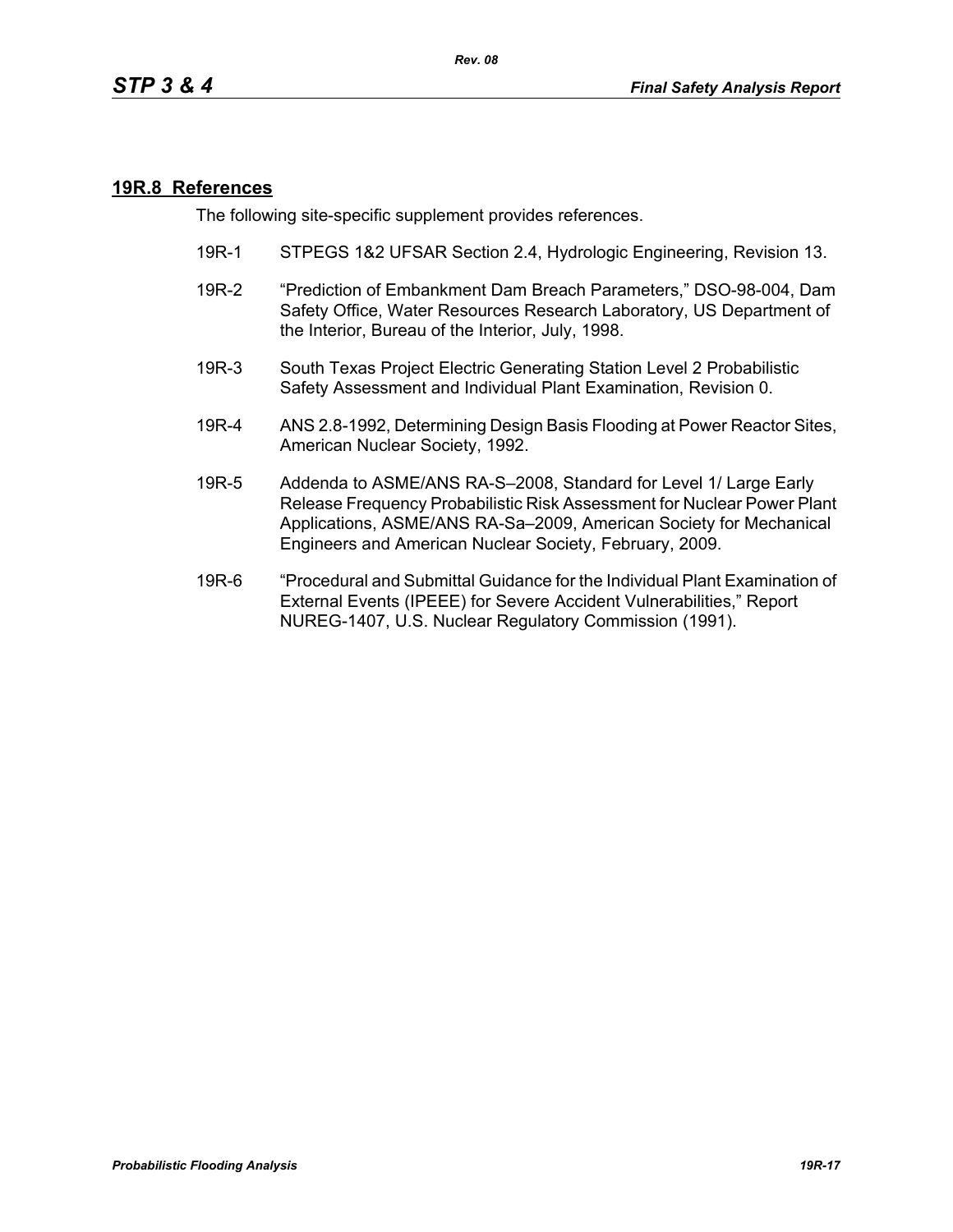## 19R.8 References

The following site-specific supplement provides references.

19R-1 STPEGS 1&2 UFSAR Section 2.4, Hydrologic Engineering, Revision 13.

19R-2 "Prediction of Embankment Dam Breach Parameters," DSO-98-004, Dam Safety Office, Water Resources Research Laboratory, US Department of the Interior, Bureau of the Interior, July, 1998.

19R-3 South Texas Project Electric Generating Station Level 2 Probabilistic Safety Assessment and Individual Plant Examination, Revision 0.

19R-4 ANS 2.8-1992, Determining Design Basis Flooding at Power Reactor Sites, American Nuclear Society, 1992.

19R-5 Addenda to ASME/ANS RA-S–2008, Standard for Level 1/ Large Early Release Frequency Probabilistic Risk Assessment for Nuclear Power Plant Applications, ASME/ANS RA-Sa–2009, American Society for Mechanical Engineers and American Nuclear Society, February, 2009.

19R-6 "Procedural and Submittal Guidance for the Individual Plant Examination of External Events (IPEEE) for Severe Accident Vulnerabilities," Report NUREG-1407, U.S. Nuclear Regulatory Commission (1991).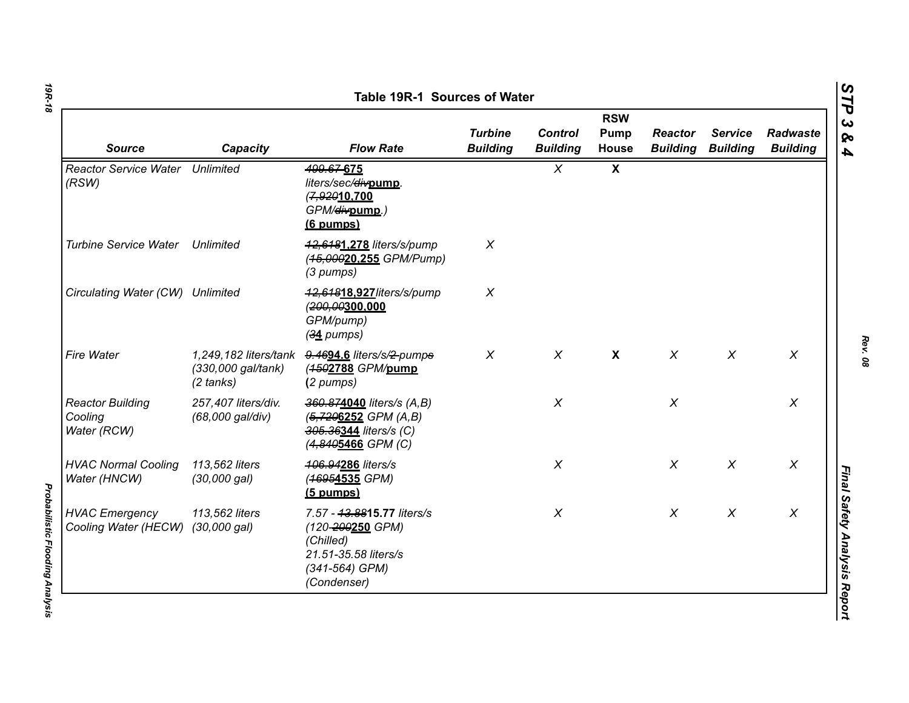## Table 19R-1 Sources of Water

| Source | Capacity | Flow Rate | Turbine Building | Control Building | RSW Pump House | Reactor Building | Service Building | Radwaste Building |
|---|---|---|---|---|---|---|---|---|
| Reactor Service Water (RSW) | Unlimited | ~~499.67~~ **675** liters/sec/~~div~~**pump**. (~~7,920~~**10,700** GPM/~~div~~**pump**.) **(6 pumps)** | | X | **X** | | | |
| Turbine Service Water | Unlimited | ~~12,618~~**1,278** liters/s/pump (~~15,000~~**20,255** GPM/Pump) (3 pumps) | X | | | | | |
| Circulating Water (CW) | Unlimited | ~~12,618~~**18,927**liters/s/pump (~~200,00~~**300,000** GPM/pump) (~~3~~**4** pumps) | X | | | | | |
| Fire Water | 1,249,182 liters/tank (330,000 gal/tank) (2 tanks) | ~~9.46~~**94.6** liters/s/~~2 pumps~~ (~~150~~**2788** GPM/**pump** **(**2 pumps) | X | X | **X** | X | X | X |
| Reactor Building Cooling Water (RCW) | 257,407 liters/div. (68,000 gal/div) | ~~360.87~~**4040** liters/s (A,B) (~~5,720~~**6252** GPM (A,B) ~~305.36~~**344** liters/s (C) (~~4,840~~**5466** GPM (C) | | X | | X | | X |
| HVAC Normal Cooling Water (HNCW) | 113,562 liters (30,000 gal) | ~~106.94~~**286** liters/s (~~1695~~**4535** GPM) **(5 pumps)** | | X | | X | X | X |
| HVAC Emergency Cooling Water (HECW) | 113,562 liters (30,000 gal) | 7.57 - ~~13.88~~**15.77** liters/s (120-~~200~~**250** GPM) (Chilled) 21.51-35.58 liters/s (341-564) GPM) (Condenser) | | X | | X | X | X |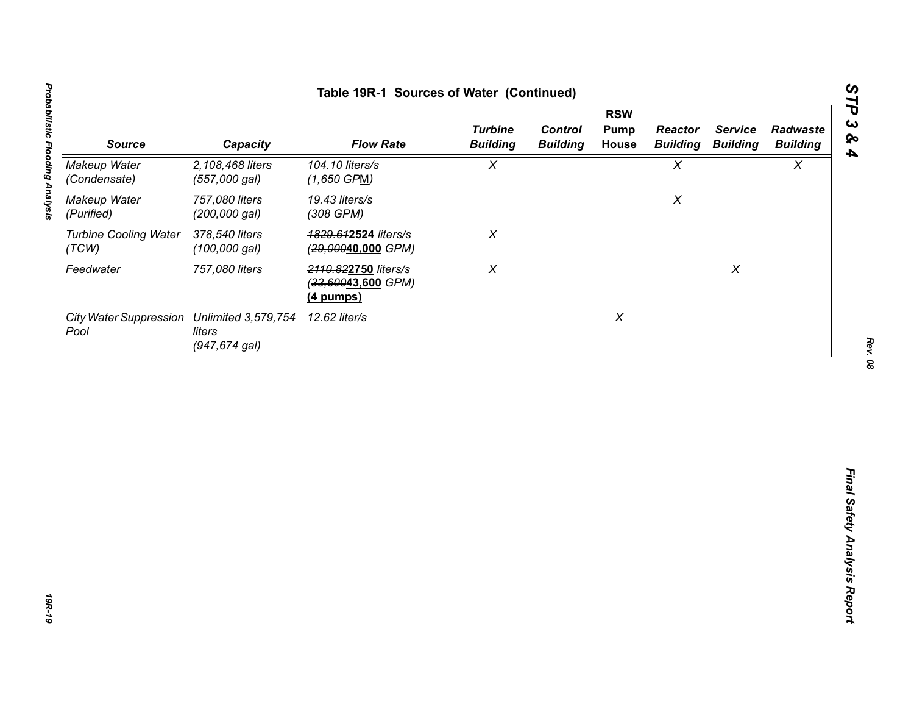## Table 19R-1 Sources of Water (Continued)

| Source | Capacity | Flow Rate | Turbine Building | Control Building | RSW Pump House | Reactor Building | Service Building | Radwaste Building |
|---|---|---|---|---|---|---|---|---|
| Makeup Water (Condensate) | 2,108,468 liters (557,000 gal) | 104.10 liters/s (1,650 GPM) | X | | | X | | X |
| Makeup Water (Purified) | 757,080 liters (200,000 gal) | 19.43 liters/s (308 GPM) | | | | X | | |
| Turbine Cooling Water (TCW) | 378,540 liters (100,000 gal) | ~~1829.61~~**2524** liters/s (~~29,000~~**40,000** GPM) | X | | | | | |
| Feedwater | 757,080 liters | ~~2110.82~~**2750** liters/s (~~33,600~~**43,600** GPM) **(4 pumps)** | X | | | | X | |
| City Water Suppression Pool | Unlimited 3,579,754 liters (947,674 gal) | 12.62 liter/s | | | X | | | |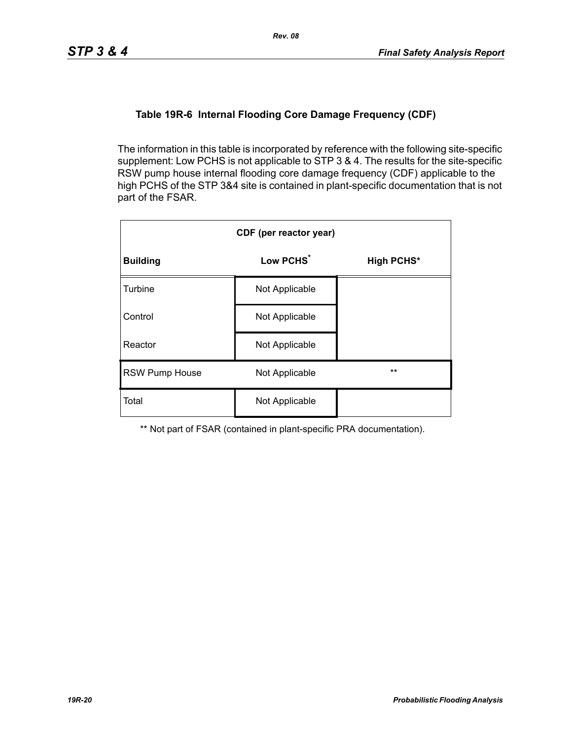### Table 19R-6 Internal Flooding Core Damage Frequency (CDF)

The information in this table is incorporated by reference with the following site-specific supplement: Low PCHS is not applicable to STP 3 & 4. The results for the site-specific RSW pump house internal flooding core damage frequency (CDF) applicable to the high PCHS of the STP 3&4 site is contained in plant-specific documentation that is not part of the FSAR.

| CDF (per reactor year) | | |
|---|---|---|
| **Building** | **Low PCHS*** | **High PCHS*** |
| Turbine | Not Applicable | |
| Control | Not Applicable | |
| Reactor | Not Applicable | |
| RSW Pump House | Not Applicable | ** |
| Total | Not Applicable | |

** Not part of FSAR (contained in plant-specific PRA documentation).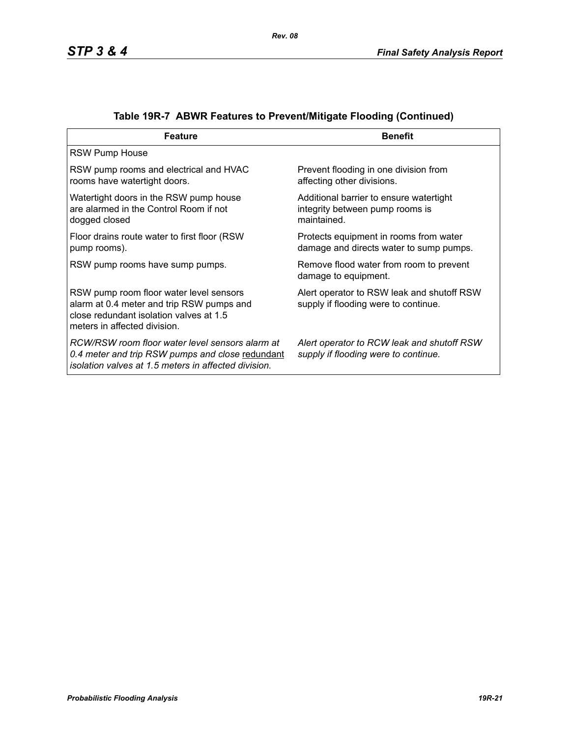## Table 19R-7 ABWR Features to Prevent/Mitigate Flooding (Continued)

| Feature | Benefit |
|---|---|
| RSW Pump House | |
| RSW pump rooms and electrical and HVAC rooms have watertight doors. | Prevent flooding in one division from affecting other divisions. |
| Watertight doors in the RSW pump house are alarmed in the Control Room if not dogged closed | Additional barrier to ensure watertight integrity between pump rooms is maintained. |
| Floor drains route water to first floor (RSW pump rooms). | Protects equipment in rooms from water damage and directs water to sump pumps. |
| RSW pump rooms have sump pumps. | Remove flood water from room to prevent damage to equipment. |
| RSW pump room floor water level sensors alarm at 0.4 meter and trip RSW pumps and close redundant isolation valves at 1.5 meters in affected division. | Alert operator to RSW leak and shutoff RSW supply if flooding were to continue. |
| *RCW/RSW room floor water level sensors alarm at 0.4 meter and trip RSW pumps and close* <u>redundant</u> *isolation valves at 1.5 meters in affected division.* | *Alert operator to RCW leak and shutoff RSW supply if flooding were to continue.* |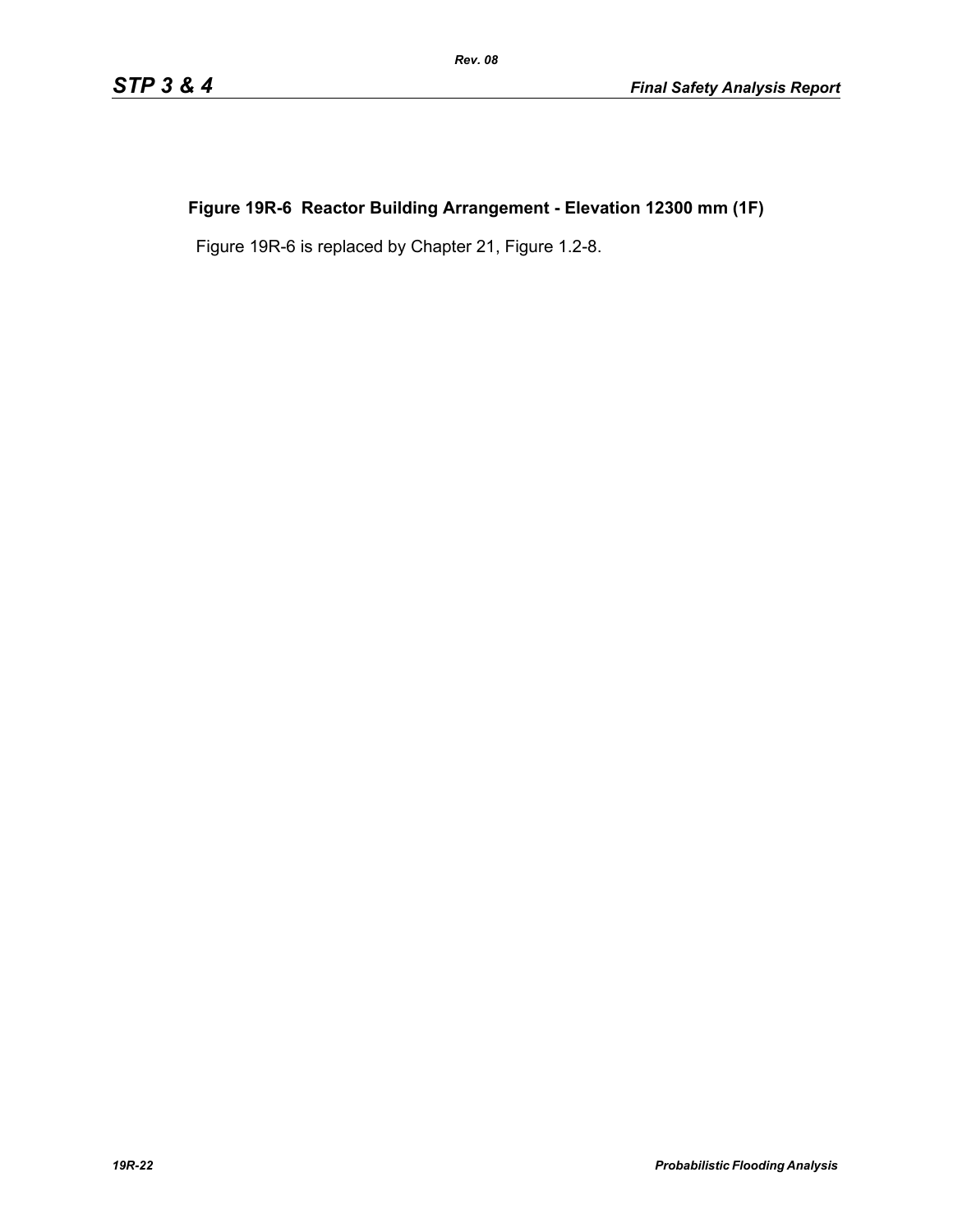## Figure 19R-6 Reactor Building Arrangement - Elevation 12300 mm (1F)

Figure 19R-6 is replaced by Chapter 21, Figure 1.2-8.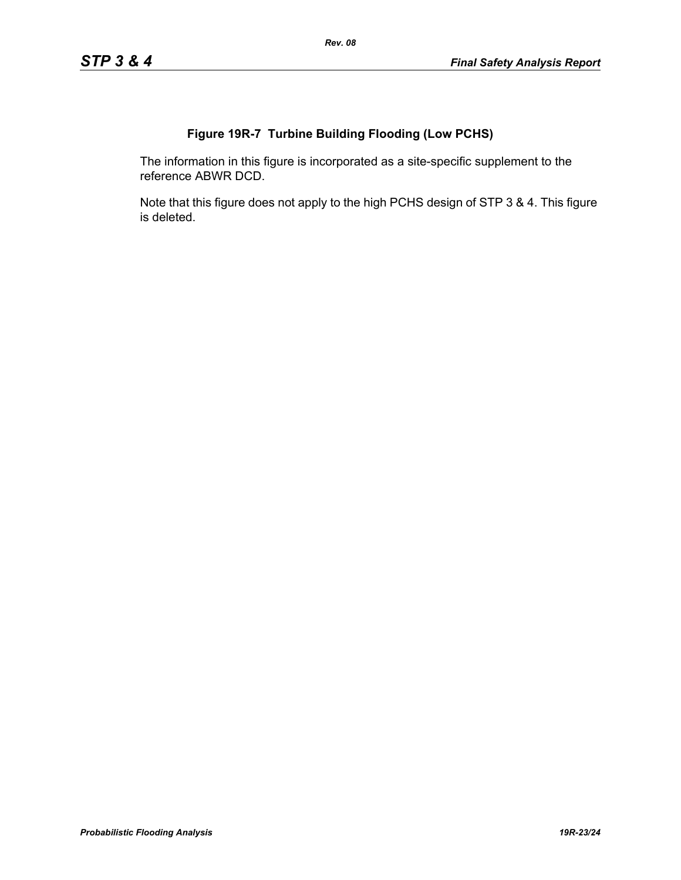**Figure 19R-7 Turbine Building Flooding (Low PCHS)**

The information in this figure is incorporated as a site-specific supplement to the reference ABWR DCD.

Note that this figure does not apply to the high PCHS design of STP 3 & 4. This figure is deleted.